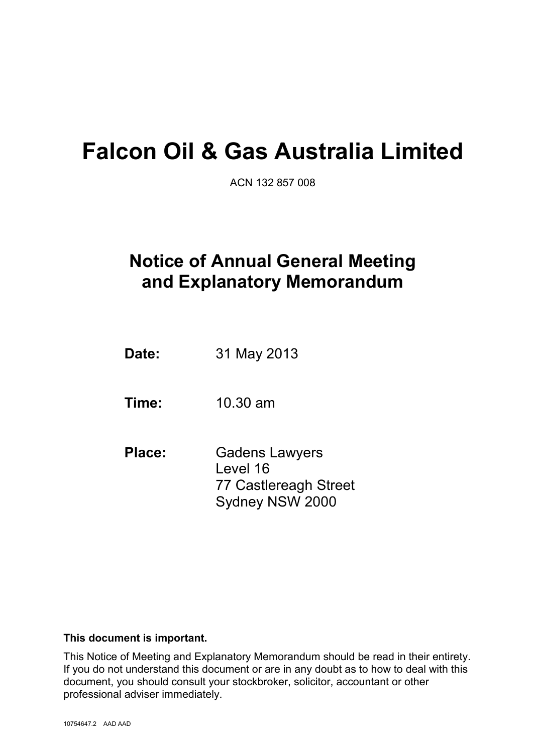# Falcon Oil & Gas Australia Limited

ACN 132 857 008

## Notice of Annual General Meeting and Explanatory Memorandum

| | |
|---|---|
| **Date:** | 31 May 2013 |
| **Time:** | 10.30 am |
| **Place:** | Gadens Lawyers<br>Level 16<br>77 Castlereagh Street<br>Sydney NSW 2000 |

**This document is important.**

This Notice of Meeting and Explanatory Memorandum should be read in their entirety. If you do not understand this document or are in any doubt as to how to deal with this document, you should consult your stockbroker, solicitor, accountant or other professional adviser immediately.

10754647.2 AAD AAD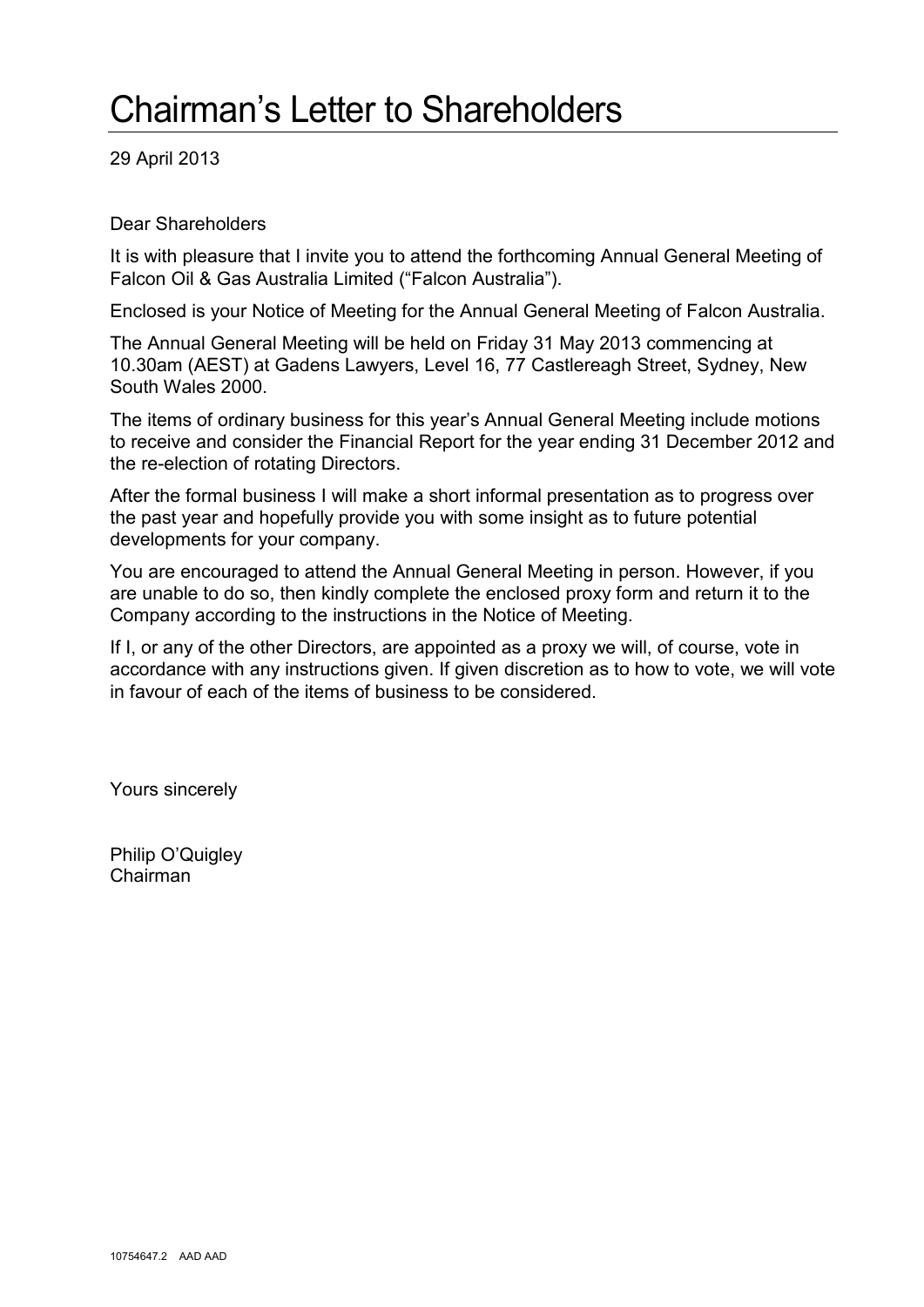# Chairman's Letter to Shareholders

29 April 2013

Dear Shareholders

It is with pleasure that I invite you to attend the forthcoming Annual General Meeting of Falcon Oil & Gas Australia Limited ("Falcon Australia").

Enclosed is your Notice of Meeting for the Annual General Meeting of Falcon Australia.

The Annual General Meeting will be held on Friday 31 May 2013 commencing at 10.30am (AEST) at Gadens Lawyers, Level 16, 77 Castlereagh Street, Sydney, New South Wales 2000.

The items of ordinary business for this year's Annual General Meeting include motions to receive and consider the Financial Report for the year ending 31 December 2012 and the re-election of rotating Directors.

After the formal business I will make a short informal presentation as to progress over the past year and hopefully provide you with some insight as to future potential developments for your company.

You are encouraged to attend the Annual General Meeting in person. However, if you are unable to do so, then kindly complete the enclosed proxy form and return it to the Company according to the instructions in the Notice of Meeting.

If I, or any of the other Directors, are appointed as a proxy we will, of course, vote in accordance with any instructions given. If given discretion as to how to vote, we will vote in favour of each of the items of business to be considered.

Yours sincerely

Philip O'Quigley
Chairman

10754647.2 AAD AAD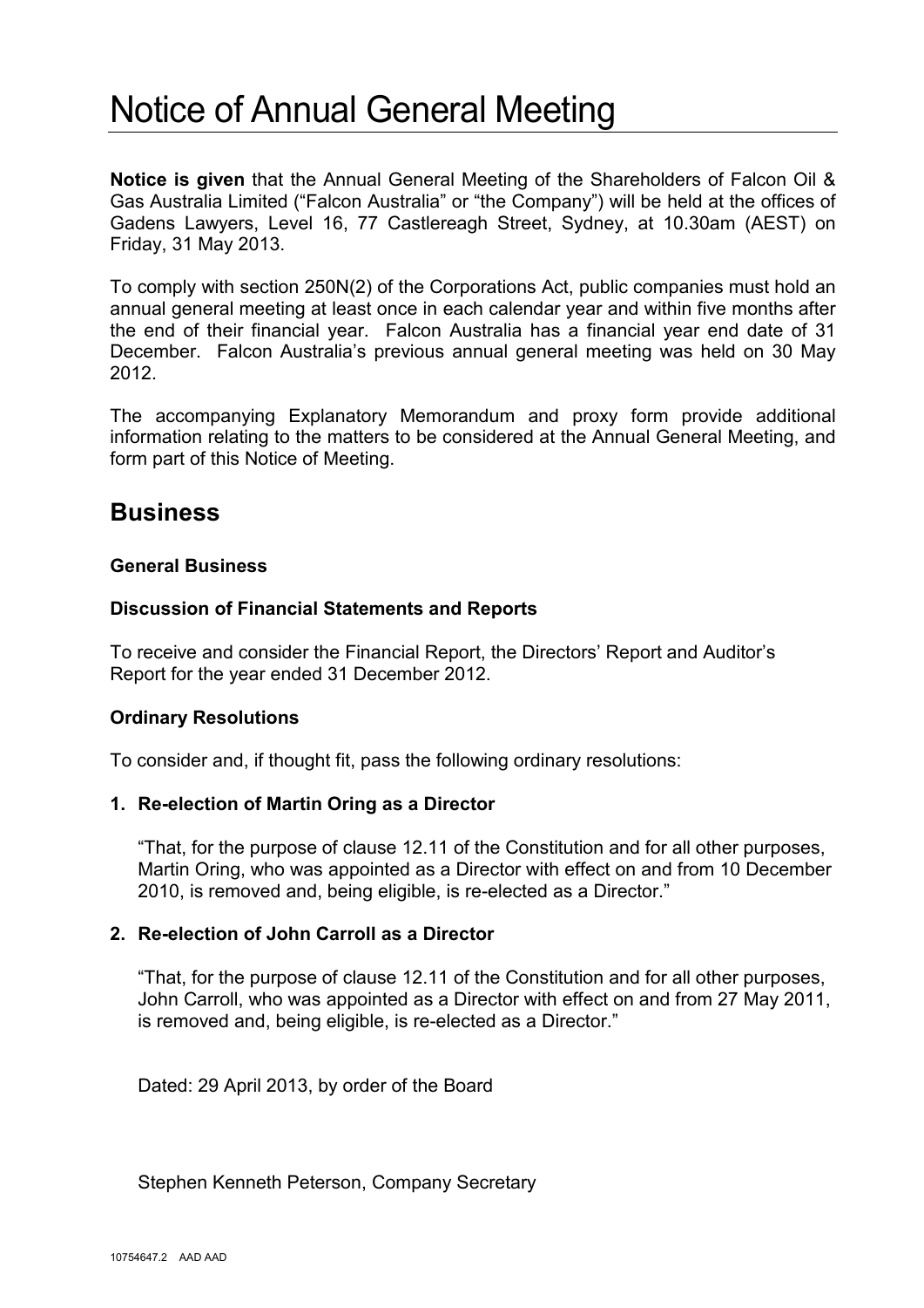# Notice of Annual General Meeting

**Notice is given** that the Annual General Meeting of the Shareholders of Falcon Oil & Gas Australia Limited ("Falcon Australia" or "the Company") will be held at the offices of Gadens Lawyers, Level 16, 77 Castlereagh Street, Sydney, at 10.30am (AEST) on Friday, 31 May 2013.

To comply with section 250N(2) of the Corporations Act, public companies must hold an annual general meeting at least once in each calendar year and within five months after the end of their financial year. Falcon Australia has a financial year end date of 31 December. Falcon Australia's previous annual general meeting was held on 30 May 2012.

The accompanying Explanatory Memorandum and proxy form provide additional information relating to the matters to be considered at the Annual General Meeting, and form part of this Notice of Meeting.

## Business

**General Business**

**Discussion of Financial Statements and Reports**

To receive and consider the Financial Report, the Directors' Report and Auditor's Report for the year ended 31 December 2012.

**Ordinary Resolutions**

To consider and, if thought fit, pass the following ordinary resolutions:

**1. Re-election of Martin Oring as a Director**

"That, for the purpose of clause 12.11 of the Constitution and for all other purposes, Martin Oring, who was appointed as a Director with effect on and from 10 December 2010, is removed and, being eligible, is re-elected as a Director."

**2. Re-election of John Carroll as a Director**

"That, for the purpose of clause 12.11 of the Constitution and for all other purposes, John Carroll, who was appointed as a Director with effect on and from 27 May 2011, is removed and, being eligible, is re-elected as a Director."

Dated: 29 April 2013, by order of the Board

Stephen Kenneth Peterson, Company Secretary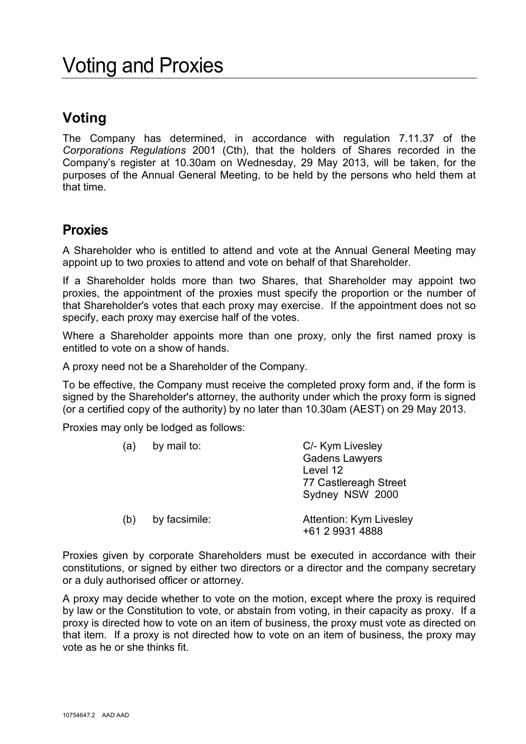# Voting and Proxies

## Voting

The Company has determined, in accordance with regulation 7.11.37 of the *Corporations Regulations* 2001 (Cth), that the holders of Shares recorded in the Company's register at 10.30am on Wednesday, 29 May 2013, will be taken, for the purposes of the Annual General Meeting, to be held by the persons who held them at that time.

## Proxies

A Shareholder who is entitled to attend and vote at the Annual General Meeting may appoint up to two proxies to attend and vote on behalf of that Shareholder.

If a Shareholder holds more than two Shares, that Shareholder may appoint two proxies, the appointment of the proxies must specify the proportion or the number of that Shareholder's votes that each proxy may exercise. If the appointment does not so specify, each proxy may exercise half of the votes.

Where a Shareholder appoints more than one proxy, only the first named proxy is entitled to vote on a show of hands.

A proxy need not be a Shareholder of the Company.

To be effective, the Company must receive the completed proxy form and, if the form is signed by the Shareholder's attorney, the authority under which the proxy form is signed (or a certified copy of the authority) by no later than 10.30am (AEST) on 29 May 2013.

Proxies may only be lodged as follows:

(a) by mail to:

C/- Kym Livesley
Gadens Lawyers
Level 12
77 Castlereagh Street
Sydney NSW 2000

(b) by facsimile:

Attention: Kym Livesley
+61 2 9931 4888

Proxies given by corporate Shareholders must be executed in accordance with their constitutions, or signed by either two directors or a director and the company secretary or a duly authorised officer or attorney.

A proxy may decide whether to vote on the motion, except where the proxy is required by law or the Constitution to vote, or abstain from voting, in their capacity as proxy. If a proxy is directed how to vote on an item of business, the proxy must vote as directed on that item. If a proxy is not directed how to vote on an item of business, the proxy may vote as he or she thinks fit.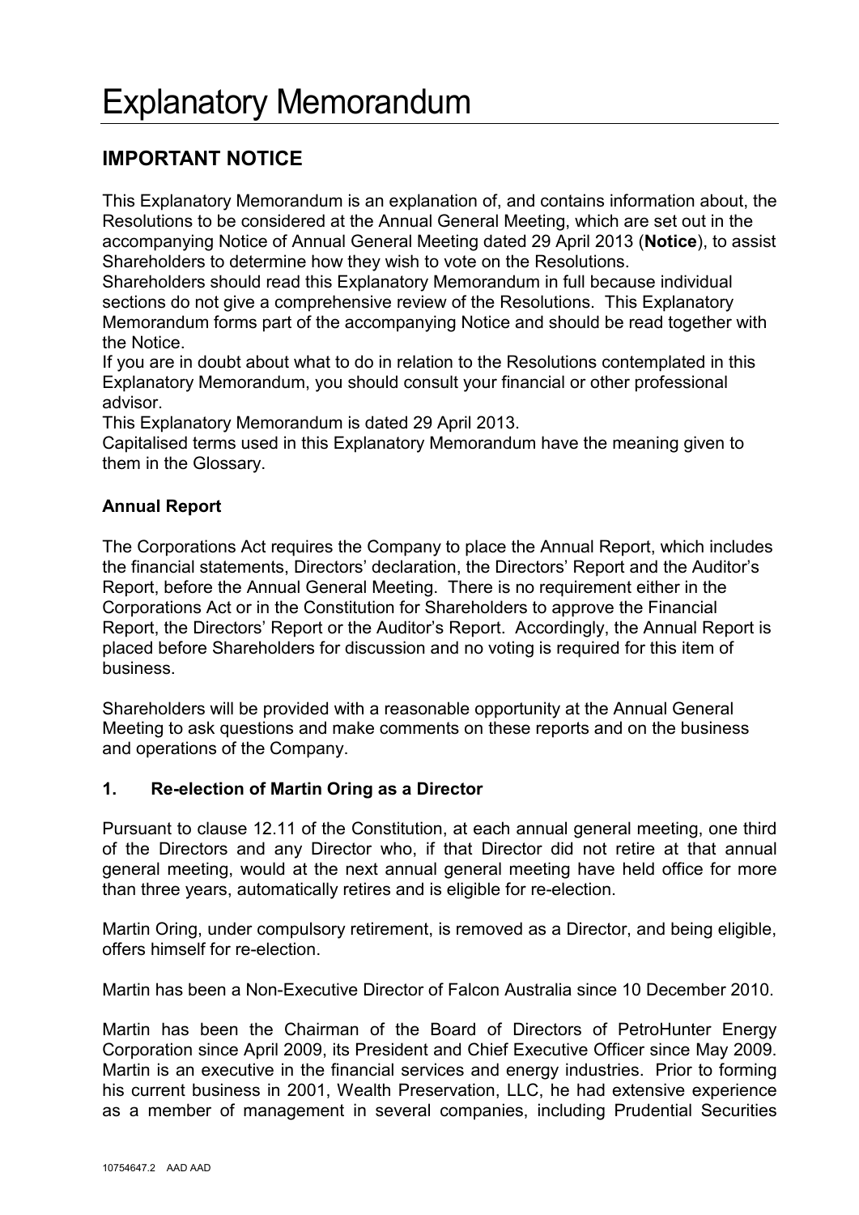# Explanatory Memorandum

## IMPORTANT NOTICE

This Explanatory Memorandum is an explanation of, and contains information about, the Resolutions to be considered at the Annual General Meeting, which are set out in the accompanying Notice of Annual General Meeting dated 29 April 2013 (**Notice**), to assist Shareholders to determine how they wish to vote on the Resolutions.

Shareholders should read this Explanatory Memorandum in full because individual sections do not give a comprehensive review of the Resolutions. This Explanatory Memorandum forms part of the accompanying Notice and should be read together with the Notice.

If you are in doubt about what to do in relation to the Resolutions contemplated in this Explanatory Memorandum, you should consult your financial or other professional advisor.

This Explanatory Memorandum is dated 29 April 2013.

Capitalised terms used in this Explanatory Memorandum have the meaning given to them in the Glossary.

### Annual Report

The Corporations Act requires the Company to place the Annual Report, which includes the financial statements, Directors' declaration, the Directors' Report and the Auditor's Report, before the Annual General Meeting. There is no requirement either in the Corporations Act or in the Constitution for Shareholders to approve the Financial Report, the Directors' Report or the Auditor's Report. Accordingly, the Annual Report is placed before Shareholders for discussion and no voting is required for this item of business.

Shareholders will be provided with a reasonable opportunity at the Annual General Meeting to ask questions and make comments on these reports and on the business and operations of the Company.

### 1. Re-election of Martin Oring as a Director

Pursuant to clause 12.11 of the Constitution, at each annual general meeting, one third of the Directors and any Director who, if that Director did not retire at that annual general meeting, would at the next annual general meeting have held office for more than three years, automatically retires and is eligible for re-election.

Martin Oring, under compulsory retirement, is removed as a Director, and being eligible, offers himself for re-election.

Martin has been a Non-Executive Director of Falcon Australia since 10 December 2010.

Martin has been the Chairman of the Board of Directors of PetroHunter Energy Corporation since April 2009, its President and Chief Executive Officer since May 2009. Martin is an executive in the financial services and energy industries. Prior to forming his current business in 2001, Wealth Preservation, LLC, he had extensive experience as a member of management in several companies, including Prudential Securities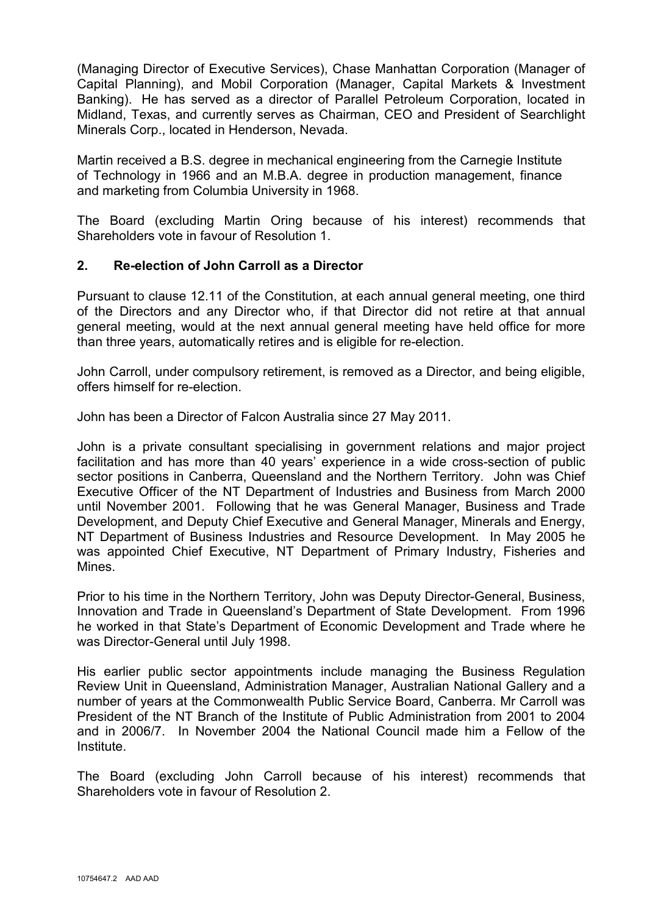(Managing Director of Executive Services), Chase Manhattan Corporation (Manager of Capital Planning), and Mobil Corporation (Manager, Capital Markets & Investment Banking). He has served as a director of Parallel Petroleum Corporation, located in Midland, Texas, and currently serves as Chairman, CEO and President of Searchlight Minerals Corp., located in Henderson, Nevada.

Martin received a B.S. degree in mechanical engineering from the Carnegie Institute of Technology in 1966 and an M.B.A. degree in production management, finance and marketing from Columbia University in 1968.

The Board (excluding Martin Oring because of his interest) recommends that Shareholders vote in favour of Resolution 1.

## 2. Re-election of John Carroll as a Director

Pursuant to clause 12.11 of the Constitution, at each annual general meeting, one third of the Directors and any Director who, if that Director did not retire at that annual general meeting, would at the next annual general meeting have held office for more than three years, automatically retires and is eligible for re-election.

John Carroll, under compulsory retirement, is removed as a Director, and being eligible, offers himself for re-election.

John has been a Director of Falcon Australia since 27 May 2011.

John is a private consultant specialising in government relations and major project facilitation and has more than 40 years' experience in a wide cross-section of public sector positions in Canberra, Queensland and the Northern Territory. John was Chief Executive Officer of the NT Department of Industries and Business from March 2000 until November 2001. Following that he was General Manager, Business and Trade Development, and Deputy Chief Executive and General Manager, Minerals and Energy, NT Department of Business Industries and Resource Development. In May 2005 he was appointed Chief Executive, NT Department of Primary Industry, Fisheries and Mines.

Prior to his time in the Northern Territory, John was Deputy Director-General, Business, Innovation and Trade in Queensland's Department of State Development. From 1996 he worked in that State's Department of Economic Development and Trade where he was Director-General until July 1998.

His earlier public sector appointments include managing the Business Regulation Review Unit in Queensland, Administration Manager, Australian National Gallery and a number of years at the Commonwealth Public Service Board, Canberra. Mr Carroll was President of the NT Branch of the Institute of Public Administration from 2001 to 2004 and in 2006/7. In November 2004 the National Council made him a Fellow of the Institute.

The Board (excluding John Carroll because of his interest) recommends that Shareholders vote in favour of Resolution 2.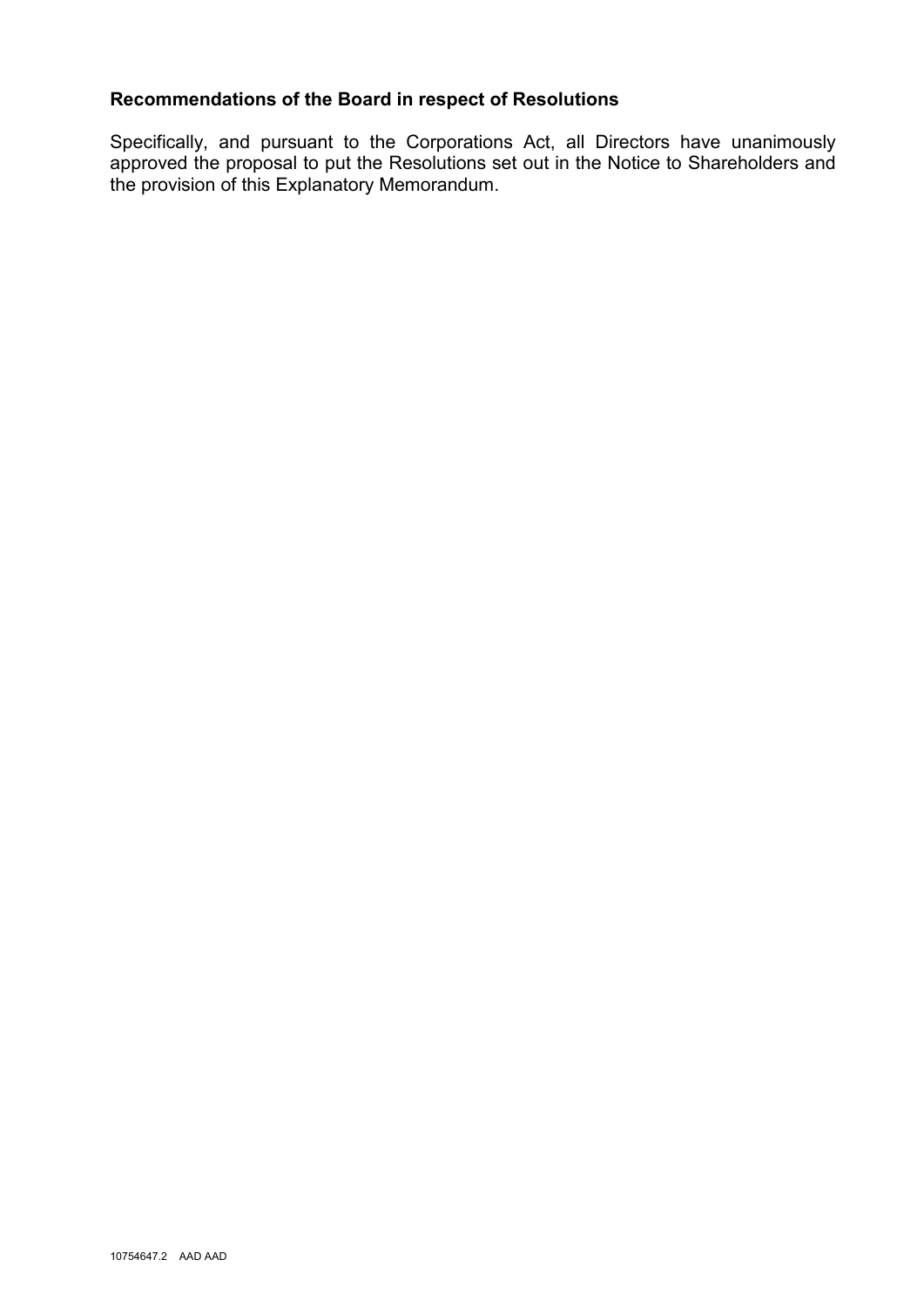**Recommendations of the Board in respect of Resolutions**

Specifically, and pursuant to the Corporations Act, all Directors have unanimously approved the proposal to put the Resolutions set out in the Notice to Shareholders and the provision of this Explanatory Memorandum.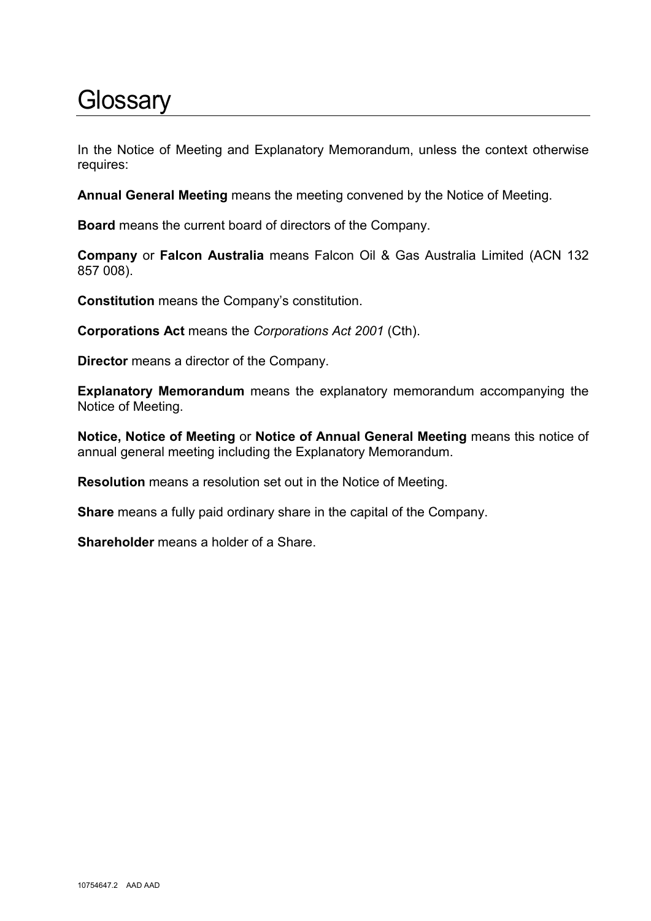# Glossary

In the Notice of Meeting and Explanatory Memorandum, unless the context otherwise requires:

**Annual General Meeting** means the meeting convened by the Notice of Meeting.

**Board** means the current board of directors of the Company.

**Company** or **Falcon Australia** means Falcon Oil & Gas Australia Limited (ACN 132 857 008).

**Constitution** means the Company's constitution.

**Corporations Act** means the *Corporations Act 2001* (Cth).

**Director** means a director of the Company.

**Explanatory Memorandum** means the explanatory memorandum accompanying the Notice of Meeting.

**Notice, Notice of Meeting** or **Notice of Annual General Meeting** means this notice of annual general meeting including the Explanatory Memorandum.

**Resolution** means a resolution set out in the Notice of Meeting.

**Share** means a fully paid ordinary share in the capital of the Company.

**Shareholder** means a holder of a Share.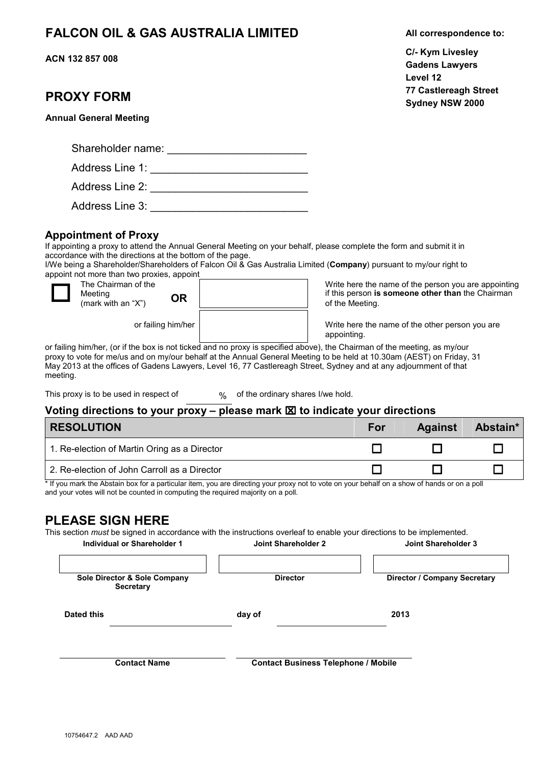# FALCON OIL & GAS AUSTRALIA LIMITED

**ACN 132 857 008**

**All correspondence to:**

**C/- Kym Livesley**
**Gadens Lawyers**
**Level 12**
**77 Castlereagh Street**
**Sydney NSW 2000**

## PROXY FORM

**Annual General Meeting**

Shareholder name: ______________________

Address Line 1: ________________________

Address Line 2: ________________________

Address Line 3: ________________________

### Appointment of Proxy

If appointing a proxy to attend the Annual General Meeting on your behalf, please complete the form and submit it in accordance with the directions at the bottom of the page.

I/We being a Shareholder/Shareholders of Falcon Oil & Gas Australia Limited (**Company**) pursuant to my/our right to appoint not more than two proxies, appoint

☐ The Chairman of the Meeting (mark with an "X") **OR** [ ] Write here the name of the person you are appointing if this person **is someone other than** the Chairman of the Meeting.

or failing him/her [ ] Write here the name of the other person you are appointing.

or failing him/her, (or if the box is not ticked and no proxy is specified above), the Chairman of the meeting, as my/our proxy to vote for me/us and on my/our behalf at the Annual General Meeting to be held at 10.30am (AEST) on Friday, 31 May 2013 at the offices of Gadens Lawyers, Level 16, 77 Castlereagh Street, Sydney and at any adjournment of that meeting.

This proxy is to be used in respect of ______ % of the ordinary shares I/we hold.

### Voting directions to your proxy – please mark ☒ to indicate your directions

| RESOLUTION | For | Against | Abstain* |
|---|---|---|---|
| 1. Re-election of Martin Oring as a Director | ☐ | ☐ | ☐ |
| 2. Re-election of John Carroll as a Director | ☐ | ☐ | ☐ |

\* If you mark the Abstain box for a particular item, you are directing your proxy not to vote on your behalf on a show of hands or on a poll and your votes will not be counted in computing the required majority on a poll.

## PLEASE SIGN HERE

This section *must* be signed in accordance with the instructions overleaf to enable your directions to be implemented.

| Individual or Shareholder 1 | Joint Shareholder 2 | Joint Shareholder 3 |
|---|---|---|
| | | |
| **Sole Director & Sole Company Secretary** | **Director** | **Director / Company Secretary** |

**Dated this** ______________ **day of** ______________ **2013**

______________________ **Contact Name**

______________________ **Contact Business Telephone / Mobile**

10754647.2 AAD AAD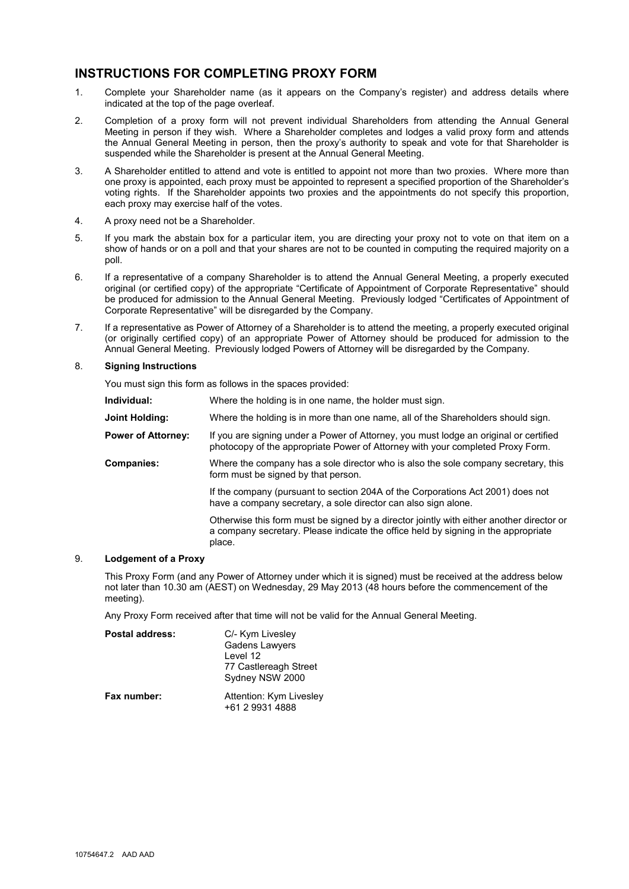## INSTRUCTIONS FOR COMPLETING PROXY FORM

1. Complete your Shareholder name (as it appears on the Company's register) and address details where indicated at the top of the page overleaf.
2. Completion of a proxy form will not prevent individual Shareholders from attending the Annual General Meeting in person if they wish. Where a Shareholder completes and lodges a valid proxy form and attends the Annual General Meeting in person, then the proxy's authority to speak and vote for that Shareholder is suspended while the Shareholder is present at the Annual General Meeting.
3. A Shareholder entitled to attend and vote is entitled to appoint not more than two proxies. Where more than one proxy is appointed, each proxy must be appointed to represent a specified proportion of the Shareholder's voting rights. If the Shareholder appoints two proxies and the appointments do not specify this proportion, each proxy may exercise half of the votes.
4. A proxy need not be a Shareholder.
5. If you mark the abstain box for a particular item, you are directing your proxy not to vote on that item on a show of hands or on a poll and that your shares are not to be counted in computing the required majority on a poll.
6. If a representative of a company Shareholder is to attend the Annual General Meeting, a properly executed original (or certified copy) of the appropriate "Certificate of Appointment of Corporate Representative" should be produced for admission to the Annual General Meeting. Previously lodged "Certificates of Appointment of Corporate Representative" will be disregarded by the Company.
7. If a representative as Power of Attorney of a Shareholder is to attend the meeting, a properly executed original (or originally certified copy) of an appropriate Power of Attorney should be produced for admission to the Annual General Meeting. Previously lodged Powers of Attorney will be disregarded by the Company.
8. **Signing Instructions**

   You must sign this form as follows in the spaces provided:

   **Individual:** Where the holding is in one name, the holder must sign.

   **Joint Holding:** Where the holding is in more than one name, all of the Shareholders should sign.

   **Power of Attorney:** If you are signing under a Power of Attorney, you must lodge an original or certified photocopy of the appropriate Power of Attorney with your completed Proxy Form.

   **Companies:** Where the company has a sole director who is also the sole company secretary, this form must be signed by that person.

   If the company (pursuant to section 204A of the Corporations Act 2001) does not have a company secretary, a sole director can also sign alone.

   Otherwise this form must be signed by a director jointly with either another director or a company secretary. Please indicate the office held by signing in the appropriate place.

9. **Lodgement of a Proxy**

   This Proxy Form (and any Power of Attorney under which it is signed) must be received at the address below not later than 10.30 am (AEST) on Wednesday, 29 May 2013 (48 hours before the commencement of the meeting).

   Any Proxy Form received after that time will not be valid for the Annual General Meeting.

   **Postal address:**
   C/- Kym Livesley
   Gadens Lawyers
   Level 12
   77 Castlereagh Street
   Sydney NSW 2000

   **Fax number:**
   Attention: Kym Livesley
   +61 2 9931 4888

10754647.2 AAD AAD